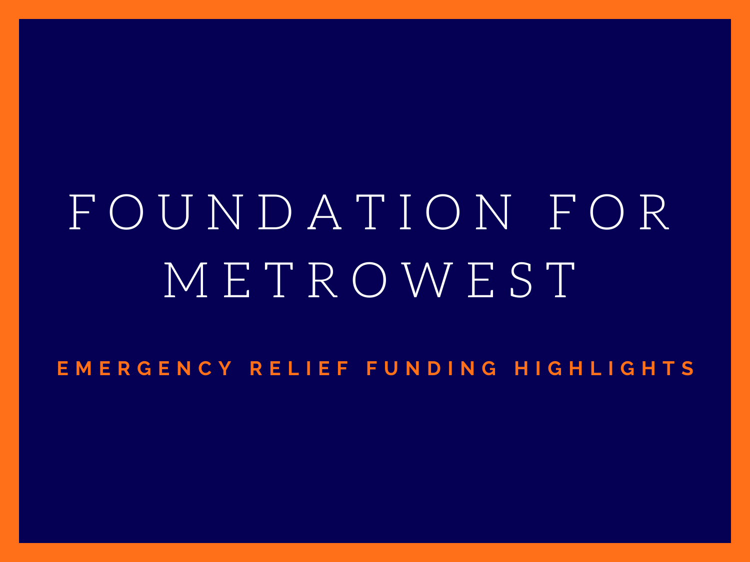# FOUNDATION FOR METROWEST

## EMERGENCY RELIEF FUNDING HIGHLIGHTS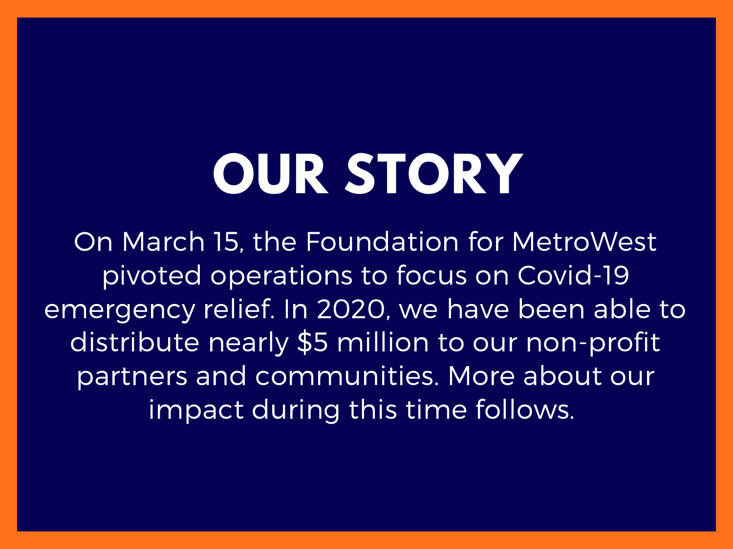# OUR STORY

On March 15, the Foundation for MetroWest pivoted operations to focus on Covid-19 emergency relief. In 2020, we have been able to distribute nearly $5 million to our non-profit partners and communities. More about our impact during this time follows.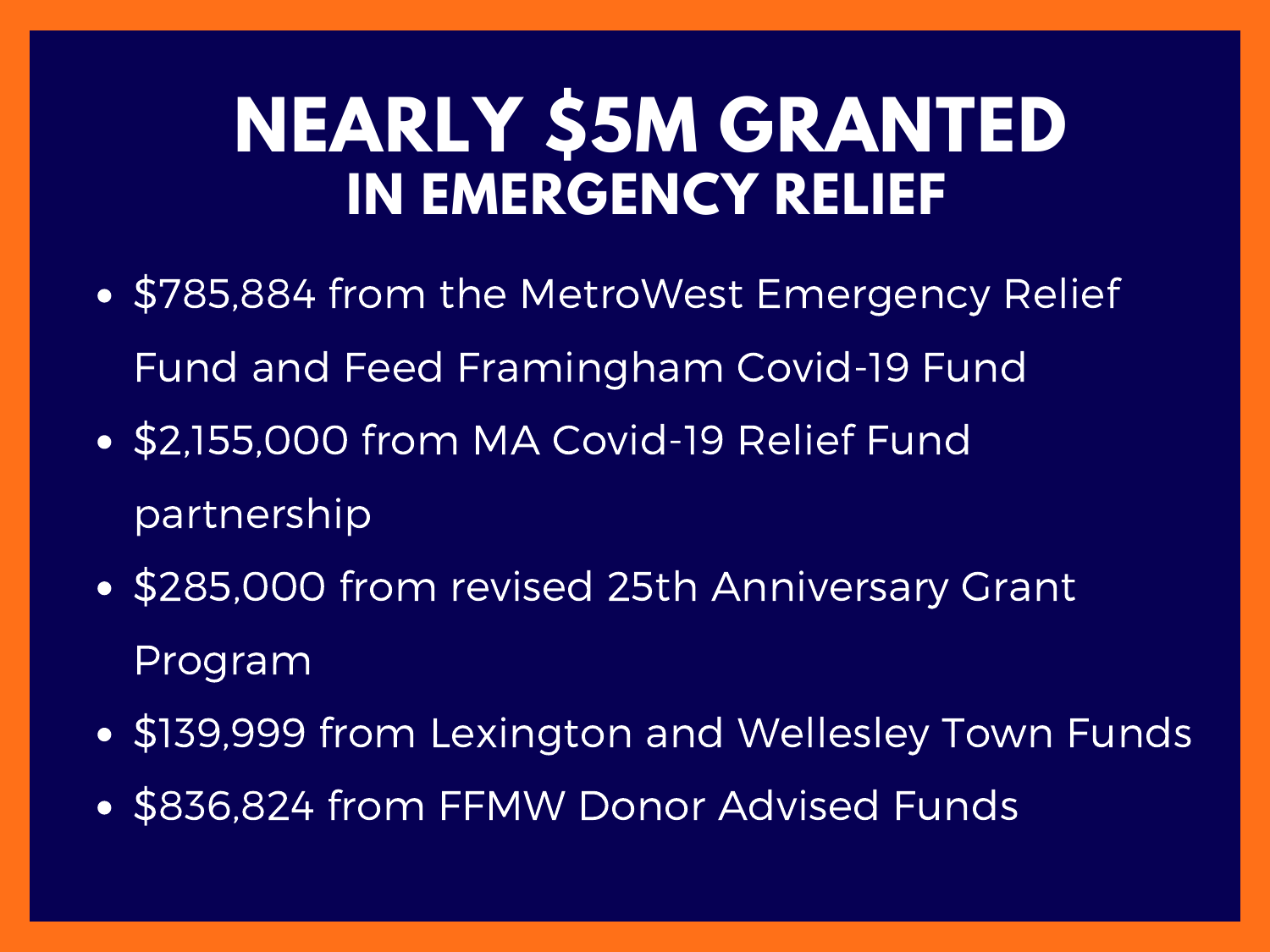# NEARLY $5M GRANTED
## IN EMERGENCY RELIEF

- $785,884 from the MetroWest Emergency Relief Fund and Feed Framingham Covid-19 Fund
- $2,155,000 from MA Covid-19 Relief Fund partnership
- $285,000 from revised 25th Anniversary Grant Program
- $139,999 from Lexington and Wellesley Town Funds
- $836,824 from FFMW Donor Advised Funds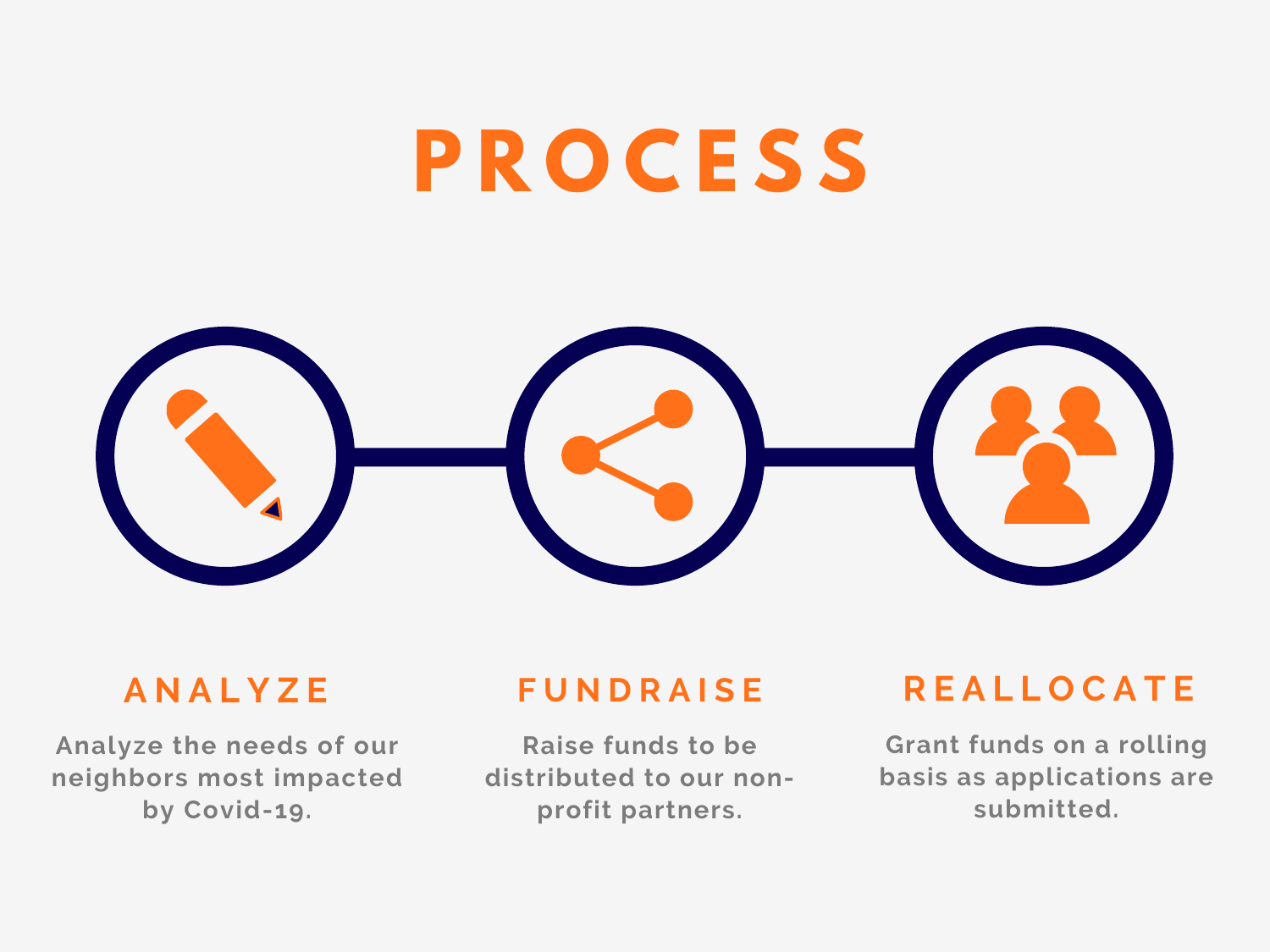# PROCESS

### ANALYZE

Analyze the needs of our neighbors most impacted by Covid-19.

### FUNDRAISE

Raise funds to be distributed to our non-profit partners.

### REALLOCATE

Grant funds on a rolling basis as applications are submitted.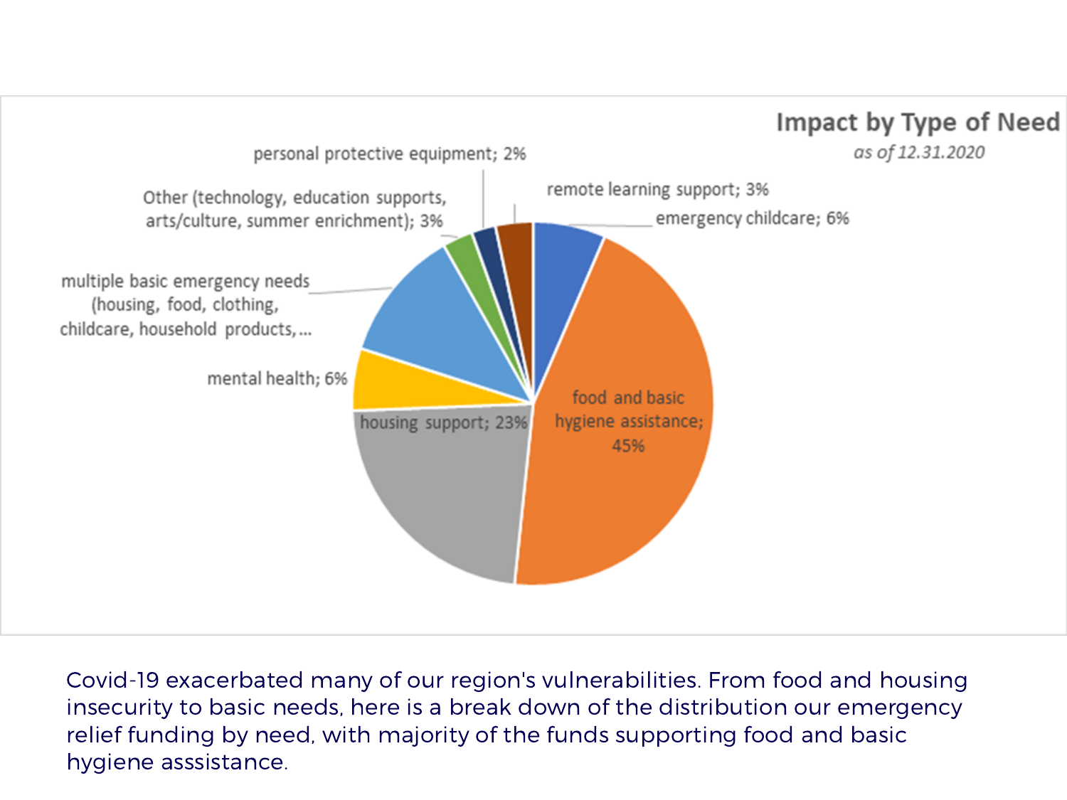## Impact by Type of Need

*as of 12.31.2020*

| Type of Need | Percentage |
| --- | --- |
| food and basic hygiene assistance | 45% |
| housing support | 23% |
| mental health | 6% |
| multiple basic emergency needs (housing, food, clothing, childcare, household products, ... | |
| Other (technology, education supports, arts/culture, summer enrichment) | 3% |
| personal protective equipment | 2% |
| remote learning support | 3% |
| emergency childcare | 6% |

Covid-19 exacerbated many of our region's vulnerabilities. From food and housing insecurity to basic needs, here is a break down of the distribution our emergency relief funding by need, with majority of the funds supporting food and basic hygiene asssistance.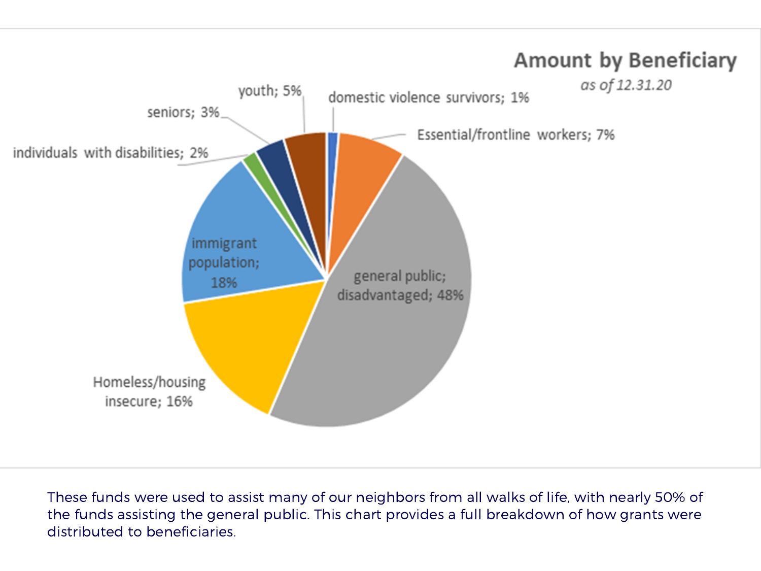## Amount by Beneficiary

*as of 12.31.20*

| Beneficiary | Percentage |
| --- | --- |
| general public; disadvantaged | 48% |
| immigrant population | 18% |
| Homeless/housing insecure | 16% |
| Essential/frontline workers | 7% |
| youth | 5% |
| seniors | 3% |
| individuals with disabilities | 2% |
| domestic violence survivors | 1% |

These funds were used to assist many of our neighbors from all walks of life, with nearly 50% of the funds assisting the general public. This chart provides a full breakdown of how grants were distributed to beneficiaries.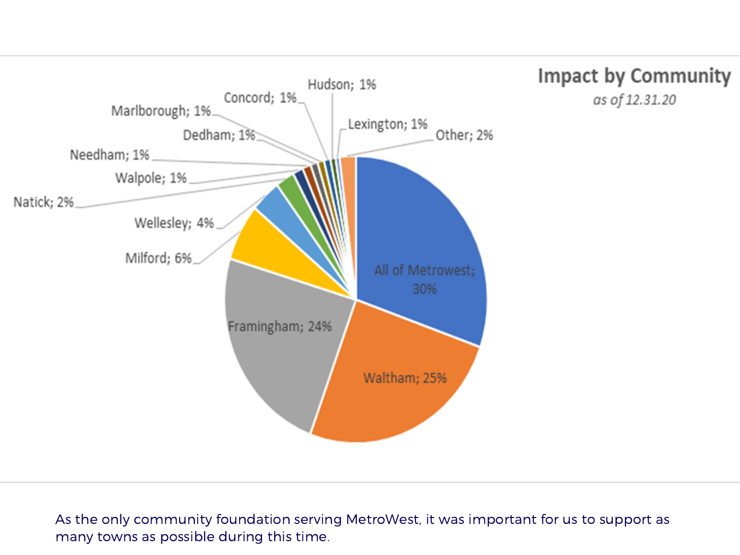## Impact by Community

*as of 12.31.20*

| Community | Share |
|---|---|
| All of Metrowest | 30% |
| Waltham | 25% |
| Framingham | 24% |
| Milford | 6% |
| Wellesley | 4% |
| Natick | 2% |
| Walpole | 1% |
| Needham | 1% |
| Dedham | 1% |
| Marlborough | 1% |
| Concord | 1% |
| Hudson | 1% |
| Lexington | 1% |
| Other | 2% |

As the only community foundation serving MetroWest, it was important for us to support as many towns as possible during this time.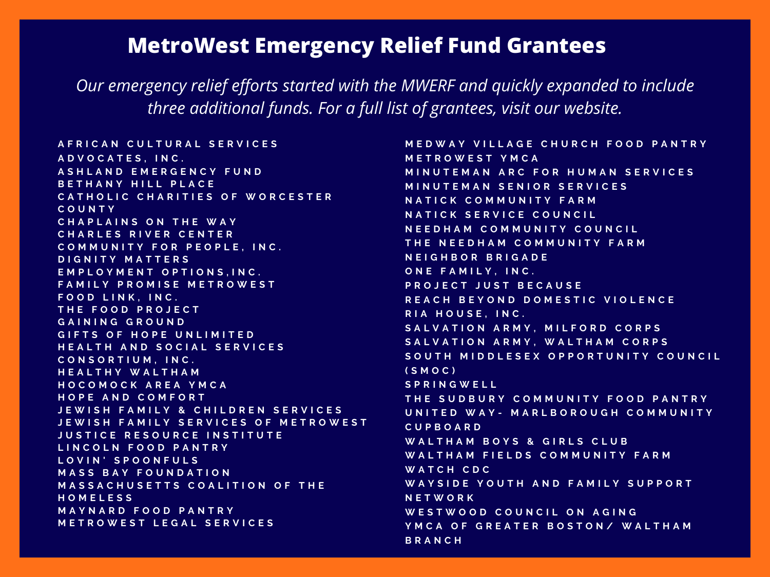# MetroWest Emergency Relief Fund Grantees

*Our emergency relief efforts started with the MWERF and quickly expanded to include three additional funds. For a full list of grantees, visit our website.*

- AFRICAN CULTURAL SERVICES
- ADVOCATES, INC.
- ASHLAND EMERGENCY FUND
- BETHANY HILL PLACE
- CATHOLIC CHARITIES OF WORCESTER COUNTY
- CHAPLAINS ON THE WAY
- CHARLES RIVER CENTER
- COMMUNITY FOR PEOPLE, INC.
- DIGNITY MATTERS
- EMPLOYMENT OPTIONS,INC.
- FAMILY PROMISE METROWEST
- FOOD LINK, INC.
- THE FOOD PROJECT
- GAINING GROUND
- GIFTS OF HOPE UNLIMITED
- HEALTH AND SOCIAL SERVICES CONSORTIUM, INC.
- HEALTHY WALTHAM
- HOCOMOCK AREA YMCA
- HOPE AND COMFORT
- JEWISH FAMILY & CHILDREN SERVICES
- JEWISH FAMILY SERVICES OF METROWEST
- JUSTICE RESOURCE INSTITUTE
- LINCOLN FOOD PANTRY
- LOVIN' SPOONFULS
- MASS BAY FOUNDATION
- MASSACHUSETTS COALITION OF THE HOMELESS
- MAYNARD FOOD PANTRY
- METROWEST LEGAL SERVICES
- MEDWAY VILLAGE CHURCH FOOD PANTRY
- METROWEST YMCA
- MINUTEMAN ARC FOR HUMAN SERVICES
- MINUTEMAN SENIOR SERVICES
- NATICK COMMUNITY FARM
- NATICK SERVICE COUNCIL
- NEEDHAM COMMUNITY COUNCIL
- THE NEEDHAM COMMUNITY FARM
- NEIGHBOR BRIGADE
- ONE FAMILY, INC.
- PROJECT JUST BECAUSE
- REACH BEYOND DOMESTIC VIOLENCE
- RIA HOUSE, INC.
- SALVATION ARMY, MILFORD CORPS
- SALVATION ARMY, WALTHAM CORPS
- SOUTH MIDDLESEX OPPORTUNITY COUNCIL (SMOC)
- SPRINGWELL
- THE SUDBURY COMMUNITY FOOD PANTRY
- UNITED WAY- MARLBOROUGH COMMUNITY CUPBOARD
- WALTHAM BOYS & GIRLS CLUB
- WALTHAM FIELDS COMMUNITY FARM
- WATCH CDC
- WAYSIDE YOUTH AND FAMILY SUPPORT NETWORK
- WESTWOOD COUNCIL ON AGING
- YMCA OF GREATER BOSTON/ WALTHAM BRANCH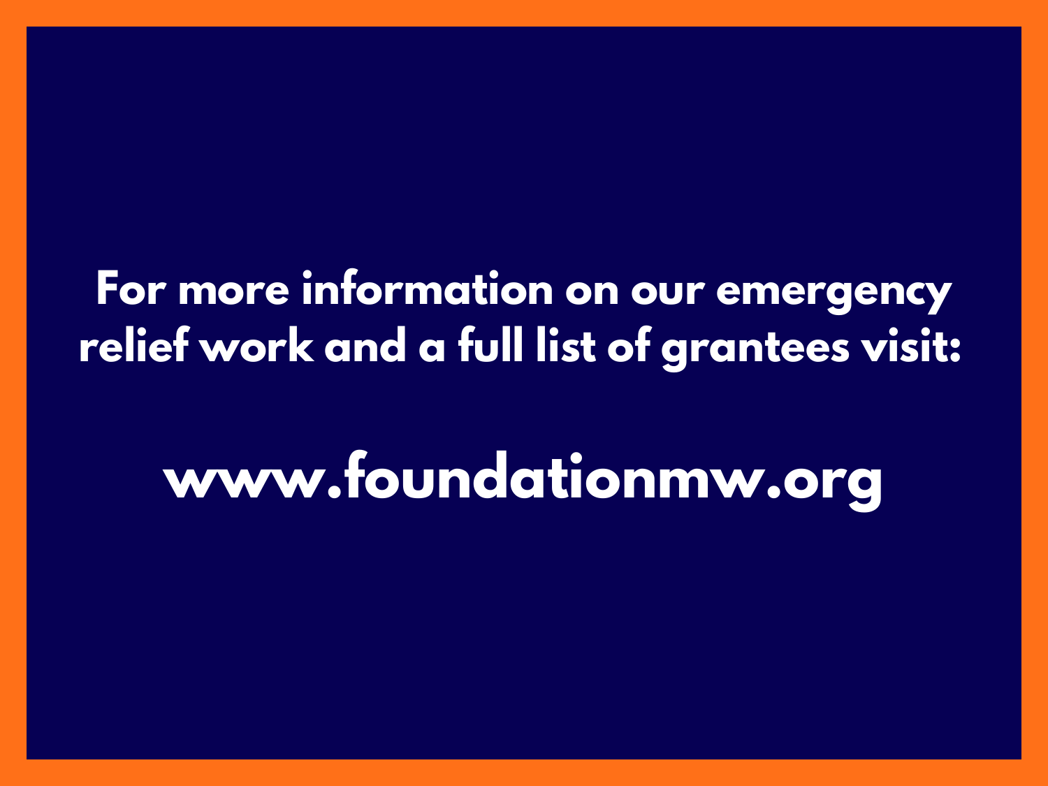**For more information on our emergency relief work and a full list of grantees visit:**

**www.foundationmw.org**